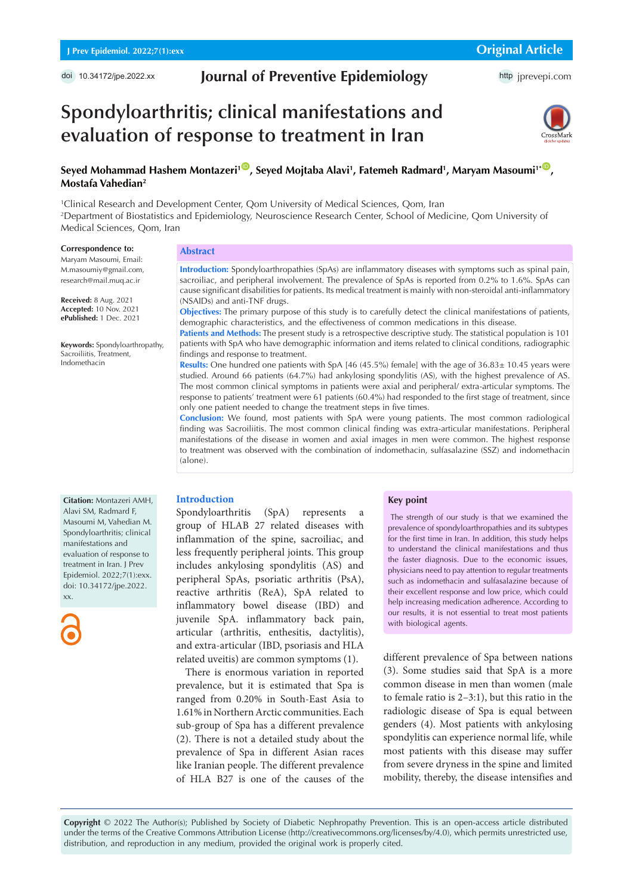Original Article

Journal of Preventive Epidemiology

doi 10.34172/jpe.2022.xx

http jprevepi.com

# Spondyloarthritis; clinical manifestations and evaluation of response to treatment in Iran

**Seyed Mohammad Hashem Montazeri[1], Seyed Mojtaba Alavi[1], Fatemeh Radmard[1], Maryam Masoumi[1*], Mostafa Vahedian[2]**

[1]Clinical Research and Development Center, Qom University of Medical Sciences, Qom, Iran
[2]Department of Biostatistics and Epidemiology, Neuroscience Research Center, School of Medicine, Qom University of Medical Sciences, Qom, Iran

**Correspondence to:**
Maryam Masoumi, Email: M.masoumiy@gmail.com, research@mail.muq.ac.ir

**Received:** 8 Aug. 2021
**Accepted:** 10 Nov. 2021
**ePublished:** 1 Dec. 2021

**Keywords:** Spondyloarthropathy, Sacroiliitis, Treatment, Indomethacin

## Abstract

**Introduction:** Spondyloarthropathies (SpAs) are inflammatory diseases with symptoms such as spinal pain, sacroiliac, and peripheral involvement. The prevalence of SpAs is reported from 0.2% to 1.6%. SpAs can cause significant disabilities for patients. Its medical treatment is mainly with non-steroidal anti-inflammatory (NSAIDs) and anti-TNF drugs.

**Objectives:** The primary purpose of this study is to carefully detect the clinical manifestations of patients, demographic characteristics, and the effectiveness of common medications in this disease.

**Patients and Methods:** The present study is a retrospective descriptive study. The statistical population is 101 patients with SpA who have demographic information and items related to clinical conditions, radiographic findings and response to treatment.

**Results:** One hundred one patients with SpA [46 (45.5%) female] with the age of 36.83± 10.45 years were studied. Around 66 patients (64.7%) had ankylosing spondylitis (AS), with the highest prevalence of AS. The most common clinical symptoms in patients were axial and peripheral/ extra-articular symptoms. The response to patients' treatment were 61 patients (60.4%) had responded to the first stage of treatment, since only one patient needed to change the treatment steps in five times.

**Conclusion:** We found, most patients with SpA were young patients. The most common radiological finding was Sacroiliitis. The most common clinical finding was extra-articular manifestations. Peripheral manifestations of the disease in women and axial images in men were common. The highest response to treatment was observed with the combination of indomethacin, sulfasalazine (SSZ) and indomethacin (alone).

**Citation:** Montazeri AMH, Alavi SM, Radmard F, Masoumi M, Vahedian M. Spondyloarthritis; clinical manifestations and evaluation of response to treatment in Iran. J Prev Epidemiol. 2022;7(1):exx. doi: 10.34172/jpe.2022.xx.

## Key point

The strength of our study is that we examined the prevalence of spondyloarthropathies and its subtypes for the first time in Iran. In addition, this study helps to understand the clinical manifestations and thus the faster diagnosis. Due to the economic issues, physicians need to pay attention to regular treatments such as indomethacin and sulfasalazine because of their excellent response and low price, which could help increasing medication adherence. According to our results, it is not essential to treat most patients with biological agents.

## Introduction

Spondyloarthritis (SpA) represents a group of HLAB 27 related diseases with inflammation of the spine, sacroiliac, and less frequently peripheral joints. This group includes ankylosing spondylitis (AS) and peripheral SpAs, psoriatic arthritis (PsA), reactive arthritis (ReA), SpA related to inflammatory bowel disease (IBD) and juvenile SpA. inflammatory back pain, articular (arthritis, enthesitis, dactylitis), and extra-articular (IBD, psoriasis and HLA related uveitis) are common symptoms (1).

There is enormous variation in reported prevalence, but it is estimated that Spa is ranged from 0.20% in South-East Asia to 1.61% in Northern Arctic communities. Each sub-group of Spa has a different prevalence (2). There is not a detailed study about the prevalence of Spa in different Asian races like Iranian people. The different prevalence of HLA B27 is one of the causes of the different prevalence of Spa between nations (3). Some studies said that SpA is a more common disease in men than women (male to female ratio is 2–3:1), but this ratio in the radiologic disease of Spa is equal between genders (4). Most patients with ankylosing spondylitis can experience normal life, while most patients with this disease may suffer from severe dryness in the spine and limited mobility, thereby, the disease intensifies and

**Copyright** © 2022 The Author(s); Published by Society of Diabetic Nephropathy Prevention. This is an open-access article distributed under the terms of the Creative Commons Attribution License (http://creativecommons.org/licenses/by/4.0), which permits unrestricted use, distribution, and reproduction in any medium, provided the original work is properly cited.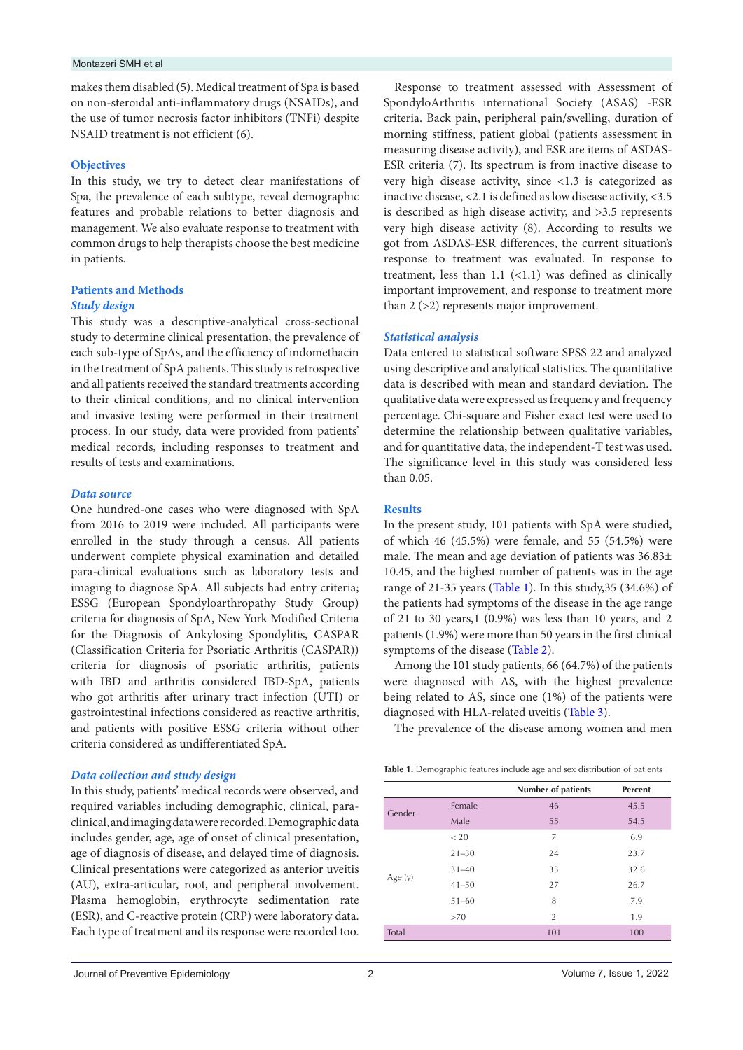makes them disabled (5). Medical treatment of Spa is based on non-steroidal anti-inflammatory drugs (NSAIDs), and the use of tumor necrosis factor inhibitors (TNFi) despite NSAID treatment is not efficient (6).

## Objectives

In this study, we try to detect clear manifestations of Spa, the prevalence of each subtype, reveal demographic features and probable relations to better diagnosis and management. We also evaluate response to treatment with common drugs to help therapists choose the best medicine in patients.

## Patients and Methods

### *Study design*

This study was a descriptive-analytical cross-sectional study to determine clinical presentation, the prevalence of each sub-type of SpAs, and the efficiency of indomethacin in the treatment of SpA patients. This study is retrospective and all patients received the standard treatments according to their clinical conditions, and no clinical intervention and invasive testing were performed in their treatment process. In our study, data were provided from patients' medical records, including responses to treatment and results of tests and examinations.

### *Data source*

One hundred-one cases who were diagnosed with SpA from 2016 to 2019 were included. All participants were enrolled in the study through a census. All patients underwent complete physical examination and detailed para-clinical evaluations such as laboratory tests and imaging to diagnose SpA. All subjects had entry criteria; ESSG (European Spondyloarthropathy Study Group) criteria for diagnosis of SpA, New York Modified Criteria for the Diagnosis of Ankylosing Spondylitis, CASPAR (Classification Criteria for Psoriatic Arthritis (CASPAR)) criteria for diagnosis of psoriatic arthritis, patients with IBD and arthritis considered IBD-SpA, patients who got arthritis after urinary tract infection (UTI) or gastrointestinal infections considered as reactive arthritis, and patients with positive ESSG criteria without other criteria considered as undifferentiated SpA.

### *Data collection and study design*

In this study, patients' medical records were observed, and required variables including demographic, clinical, para-clinical, and imaging data were recorded. Demographic data includes gender, age, age of onset of clinical presentation, age of diagnosis of disease, and delayed time of diagnosis. Clinical presentations were categorized as anterior uveitis (AU), extra-articular, root, and peripheral involvement. Plasma hemoglobin, erythrocyte sedimentation rate (ESR), and C-reactive protein (CRP) were laboratory data. Each type of treatment and its response were recorded too.

Response to treatment assessed with Assessment of SpondyloArthritis international Society (ASAS) -ESR criteria. Back pain, peripheral pain/swelling, duration of morning stiffness, patient global (patients assessment in measuring disease activity), and ESR are items of ASDAS-ESR criteria (7). Its spectrum is from inactive disease to very high disease activity, since <1.3 is categorized as inactive disease, <2.1 is defined as low disease activity, <3.5 is described as high disease activity, and >3.5 represents very high disease activity (8). According to results we got from ASDAS-ESR differences, the current situation's response to treatment was evaluated. In response to treatment, less than 1.1 (<1.1) was defined as clinically important improvement, and response to treatment more than 2 (>2) represents major improvement.

### *Statistical analysis*

Data entered to statistical software SPSS 22 and analyzed using descriptive and analytical statistics. The quantitative data is described with mean and standard deviation. The qualitative data were expressed as frequency and frequency percentage. Chi-square and Fisher exact test were used to determine the relationship between qualitative variables, and for quantitative data, the independent-T test was used. The significance level in this study was considered less than 0.05.

## Results

In the present study, 101 patients with SpA were studied, of which 46 (45.5%) were female, and 55 (54.5%) were male. The mean and age deviation of patients was 36.83± 10.45, and the highest number of patients was in the age range of 21-35 years (Table 1). In this study,35 (34.6%) of the patients had symptoms of the disease in the age range of 21 to 30 years,1 (0.9%) was less than 10 years, and 2 patients (1.9%) were more than 50 years in the first clinical symptoms of the disease (Table 2).

Among the 101 study patients, 66 (64.7%) of the patients were diagnosed with AS, with the highest prevalence being related to AS, since one (1%) of the patients were diagnosed with HLA-related uveitis (Table 3).

The prevalence of the disease among women and men

**Table 1.** Demographic features include age and sex distribution of patients

| | | Number of patients | Percent |
|---|---|---|---|
| Gender | Female | 46 | 45.5 |
| | Male | 55 | 54.5 |
| Age (y) | < 20 | 7 | 6.9 |
| | 21–30 | 24 | 23.7 |
| | 31–40 | 33 | 32.6 |
| | 41–50 | 27 | 26.7 |
| | 51–60 | 8 | 7.9 |
| | >70 | 2 | 1.9 |
| Total | | 101 | 100 |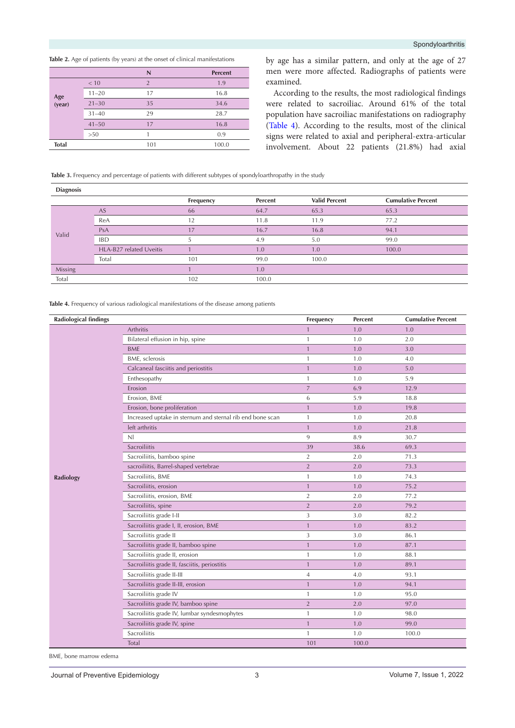**Table 2.** Age of patients (by years) at the onset of clinical manifestations

| | | N | Percent |
|---|---|---|---|
| Age (year) | < 10 | 2 | 1.9 |
| | 11–20 | 17 | 16.8 |
| | 21–30 | 35 | 34.6 |
| | 31–40 | 29 | 28.7 |
| | 41–50 | 17 | 16.8 |
| | >50 | 1 | 0.9 |
| Total | | 101 | 100.0 |

by age has a similar pattern, and only at the age of 27 men were more affected. Radiographs of patients were examined.

According to the results, the most radiological findings were related to sacroiliac. Around 61% of the total population have sacroiliac manifestations on radiography (Table 4). According to the results, most of the clinical signs were related to axial and peripheral-extra-articular involvement. About 22 patients (21.8%) had axial

**Table 3.** Frequency and percentage of patients with different subtypes of spondyloarthropathy in the study

| Diagnosis | | Frequency | Percent | Valid Percent | Cumulative Percent |
|---|---|---|---|---|---|
| Valid | AS | 66 | 64.7 | 65.3 | 65.3 |
| | ReA | 12 | 11.8 | 11.9 | 77.2 |
| | PsA | 17 | 16.7 | 16.8 | 94.1 |
| | IBD | 5 | 4.9 | 5.0 | 99.0 |
| | HLA-B27 related Uveitis | 1 | 1.0 | 1.0 | 100.0 |
| | Total | 101 | 99.0 | 100.0 | |
| Missing | | 1 | 1.0 | | |
| Total | | 102 | 100.0 | | |

**Table 4.** Frequency of various radiological manifestations of the disease among patients

| Radiological findings | | Frequency | Percent | Cumulative Percent |
|---|---|---|---|---|
| Radiology | Arthritis | 1 | 1.0 | 1.0 |
| | Bilateral effusion in hip, spine | 1 | 1.0 | 2.0 |
| | BME | 1 | 1.0 | 3.0 |
| | BME, sclerosis | 1 | 1.0 | 4.0 |
| | Calcaneal fasciitis and periostitis | 1 | 1.0 | 5.0 |
| | Enthesopathy | 1 | 1.0 | 5.9 |
| | Erosion | 7 | 6.9 | 12.9 |
| | Erosion, BME | 6 | 5.9 | 18.8 |
| | Erosion, bone proliferation | 1 | 1.0 | 19.8 |
| | Increased uptake in sternum and sternal rib end bone scan | 1 | 1.0 | 20.8 |
| | left arthritis | 1 | 1.0 | 21.8 |
| | Nl | 9 | 8.9 | 30.7 |
| | Sacroiliitis | 39 | 38.6 | 69.3 |
| | Sacroiliitis, bamboo spine | 2 | 2.0 | 71.3 |
| | sacroiliitis, Barrel-shaped vertebrae | 2 | 2.0 | 73.3 |
| | Sacroiliitis, BME | 1 | 1.0 | 74.3 |
| | Sacroiliitis, erosion | 1 | 1.0 | 75.2 |
| | Sacroiliitis, erosion, BME | 2 | 2.0 | 77.2 |
| | Sacroiliitis, spine | 2 | 2.0 | 79.2 |
| | Sacroiliitis grade I-II | 3 | 3.0 | 82.2 |
| | Sacroiliitis grade I, II, erosion, BME | 1 | 1.0 | 83.2 |
| | Sacroiliitis grade II | 3 | 3.0 | 86.1 |
| | Sacroiliitis grade II, bamboo spine | 1 | 1.0 | 87.1 |
| | Sacroiliitis grade II, erosion | 1 | 1.0 | 88.1 |
| | Sacroiliitis grade II, fasciitis, periostitis | 1 | 1.0 | 89.1 |
| | Sacroiliitis grade II-III | 4 | 4.0 | 93.1 |
| | Sacroiliitis grade II-III, erosion | 1 | 1.0 | 94.1 |
| | Sacroiliitis grade IV | 1 | 1.0 | 95.0 |
| | Sacroiliitis grade IV, bamboo spine | 2 | 2.0 | 97.0 |
| | Sacroiliitis grade IV, lumbar syndesmophytes | 1 | 1.0 | 98.0 |
| | Sacroiliitis grade IV, spine | 1 | 1.0 | 99.0 |
| | Sacroiliitis | 1 | 1.0 | 100.0 |
| | Total | 101 | 100.0 | |

BME, bone marrow edema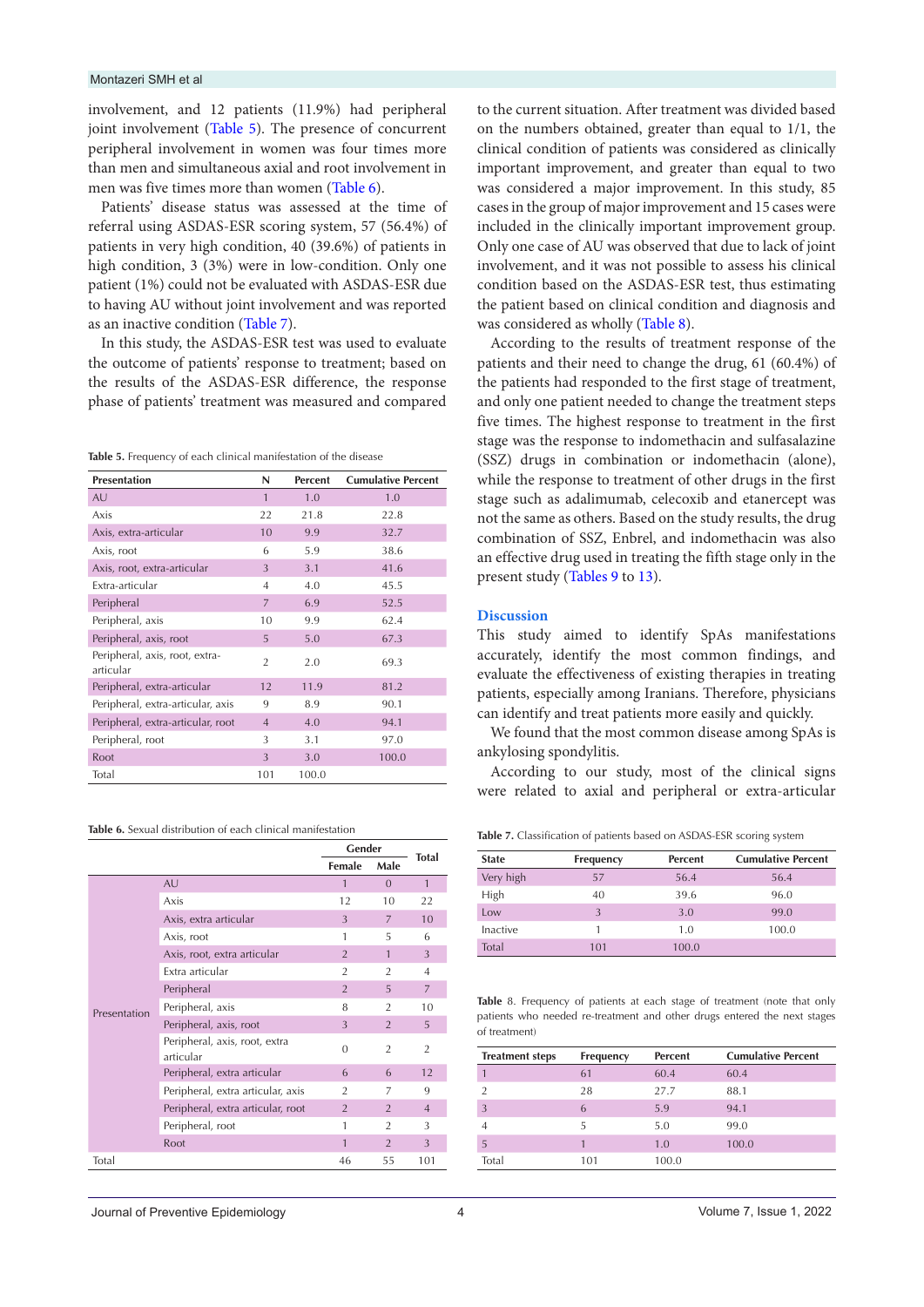involvement, and 12 patients (11.9%) had peripheral joint involvement (Table 5). The presence of concurrent peripheral involvement in women was four times more than men and simultaneous axial and root involvement in men was five times more than women (Table 6).

Patients' disease status was assessed at the time of referral using ASDAS-ESR scoring system, 57 (56.4%) of patients in very high condition, 40 (39.6%) of patients in high condition, 3 (3%) were in low-condition. Only one patient (1%) could not be evaluated with ASDAS-ESR due to having AU without joint involvement and was reported as an inactive condition (Table 7).

In this study, the ASDAS-ESR test was used to evaluate the outcome of patients' response to treatment; based on the results of the ASDAS-ESR difference, the response phase of patients' treatment was measured and compared to the current situation. After treatment was divided based on the numbers obtained, greater than equal to 1/1, the clinical condition of patients was considered as clinically important improvement, and greater than equal to two was considered a major improvement. In this study, 85 cases in the group of major improvement and 15 cases were included in the clinically important improvement group. Only one case of AU was observed that due to lack of joint involvement, and it was not possible to assess his clinical condition based on the ASDAS-ESR test, thus estimating the patient based on clinical condition and diagnosis and was considered as wholly (Table 8).

According to the results of treatment response of the patients and their need to change the drug, 61 (60.4%) of the patients had responded to the first stage of treatment, and only one patient needed to change the treatment steps five times. The highest response to treatment in the first stage was the response to indomethacin and sulfasalazine (SSZ) drugs in combination or indomethacin (alone), while the response to treatment of other drugs in the first stage such as adalimumab, celecoxib and etanercept was not the same as others. Based on the study results, the drug combination of SSZ, Enbrel, and indomethacin was also an effective drug used in treating the fifth stage only in the present study (Tables 9 to 13).

**Table 5.** Frequency of each clinical manifestation of the disease

| Presentation | N | Percent | Cumulative Percent |
|---|---|---|---|
| AU | 1 | 1.0 | 1.0 |
| Axis | 22 | 21.8 | 22.8 |
| Axis, extra-articular | 10 | 9.9 | 32.7 |
| Axis, root | 6 | 5.9 | 38.6 |
| Axis, root, extra-articular | 3 | 3.1 | 41.6 |
| Extra-articular | 4 | 4.0 | 45.5 |
| Peripheral | 7 | 6.9 | 52.5 |
| Peripheral, axis | 10 | 9.9 | 62.4 |
| Peripheral, axis, root | 5 | 5.0 | 67.3 |
| Peripheral, axis, root, extra-articular | 2 | 2.0 | 69.3 |
| Peripheral, extra-articular | 12 | 11.9 | 81.2 |
| Peripheral, extra-articular, axis | 9 | 8.9 | 90.1 |
| Peripheral, extra-articular, root | 4 | 4.0 | 94.1 |
| Peripheral, root | 3 | 3.1 | 97.0 |
| Root | 3 | 3.0 | 100.0 |
| Total | 101 | 100.0 | |

**Table 6.** Sexual distribution of each clinical manifestation

| | | Gender | | Total |
|---|---|---|---|---|
| | | Female | Male | |
| Presentation | AU | 1 | 0 | 1 |
| | Axis | 12 | 10 | 22 |
| | Axis, extra articular | 3 | 7 | 10 |
| | Axis, root | 1 | 5 | 6 |
| | Axis, root, extra articular | 2 | 1 | 3 |
| | Extra articular | 2 | 2 | 4 |
| | Peripheral | 2 | 5 | 7 |
| | Peripheral, axis | 8 | 2 | 10 |
| | Peripheral, axis, root | 3 | 2 | 5 |
| | Peripheral, axis, root, extra articular | 0 | 2 | 2 |
| | Peripheral, extra articular | 6 | 6 | 12 |
| | Peripheral, extra articular, axis | 2 | 7 | 9 |
| | Peripheral, extra articular, root | 2 | 2 | 4 |
| | Peripheral, root | 1 | 2 | 3 |
| | Root | 1 | 2 | 3 |
| Total | | 46 | 55 | 101 |

**Table 7.** Classification of patients based on ASDAS-ESR scoring system

| State | Frequency | Percent | Cumulative Percent |
|---|---|---|---|
| Very high | 57 | 56.4 | 56.4 |
| High | 40 | 39.6 | 96.0 |
| Low | 3 | 3.0 | 99.0 |
| Inactive | 1 | 1.0 | 100.0 |
| Total | 101 | 100.0 | |

**Table 8.** Frequency of patients at each stage of treatment (note that only patients who needed re-treatment and other drugs entered the next stages of treatment)

| Treatment steps | Frequency | Percent | Cumulative Percent |
|---|---|---|---|
| 1 | 61 | 60.4 | 60.4 |
| 2 | 28 | 27.7 | 88.1 |
| 3 | 6 | 5.9 | 94.1 |
| 4 | 5 | 5.0 | 99.0 |
| 5 | 1 | 1.0 | 100.0 |
| Total | 101 | 100.0 | |

## Discussion

This study aimed to identify SpAs manifestations accurately, identify the most common findings, and evaluate the effectiveness of existing therapies in treating patients, especially among Iranians. Therefore, physicians can identify and treat patients more easily and quickly.

We found that the most common disease among SpAs is ankylosing spondylitis.

According to our study, most of the clinical signs were related to axial and peripheral or extra-articular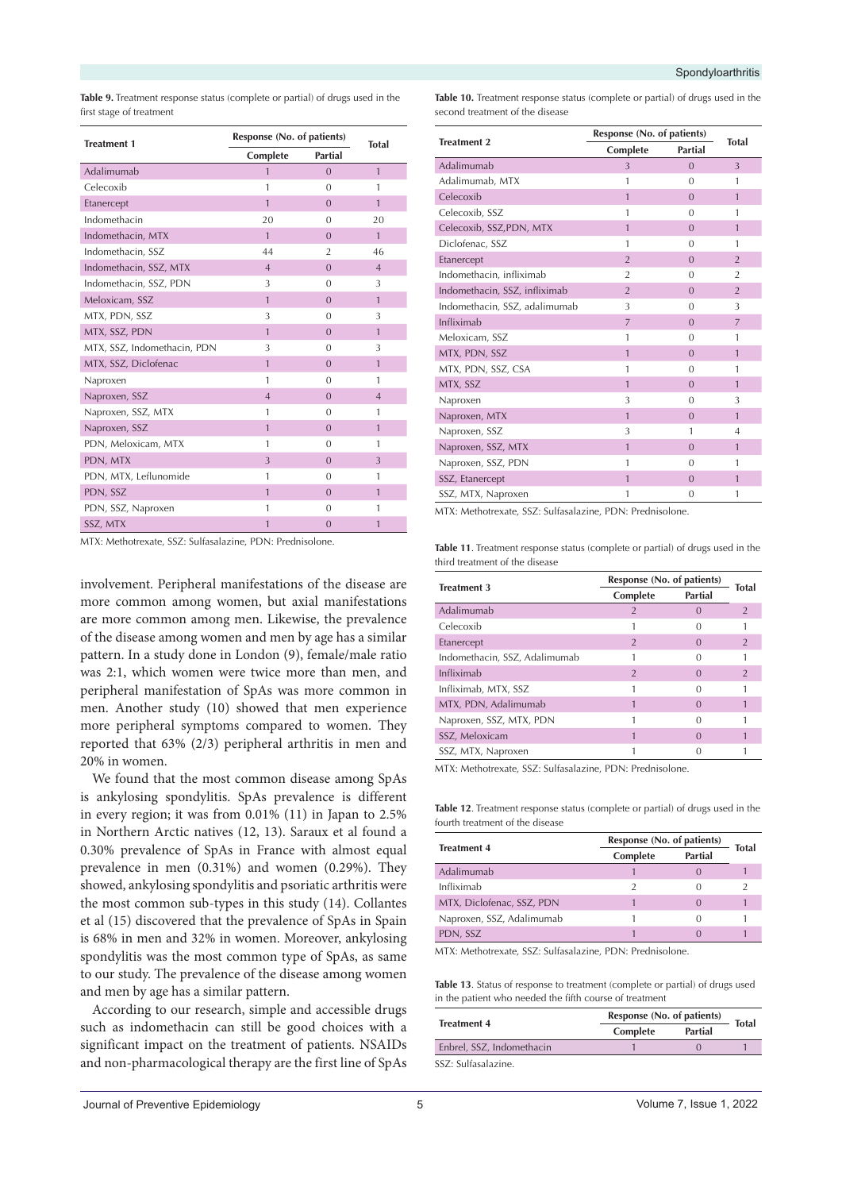**Table 9.** Treatment response status (complete or partial) of drugs used in the first stage of treatment

| Treatment 1 | Response (No. of patients) | | Total |
|---|---|---|---|
| | Complete | Partial | |
| Adalimumab | 1 | 0 | 1 |
| Celecoxib | 1 | 0 | 1 |
| Etanercept | 1 | 0 | 1 |
| Indomethacin | 20 | 0 | 20 |
| Indomethacin, MTX | 1 | 0 | 1 |
| Indomethacin, SSZ | 44 | 2 | 46 |
| Indomethacin, SSZ, MTX | 4 | 0 | 4 |
| Indomethacin, SSZ, PDN | 3 | 0 | 3 |
| Meloxicam, SSZ | 1 | 0 | 1 |
| MTX, PDN, SSZ | 3 | 0 | 3 |
| MTX, SSZ, PDN | 1 | 0 | 1 |
| MTX, SSZ, Indomethacin, PDN | 3 | 0 | 3 |
| MTX, SSZ, Diclofenac | 1 | 0 | 1 |
| Naproxen | 1 | 0 | 1 |
| Naproxen, SSZ | 4 | 0 | 4 |
| Naproxen, SSZ, MTX | 1 | 0 | 1 |
| Naproxen, SSZ | 1 | 0 | 1 |
| PDN, Meloxicam, MTX | 1 | 0 | 1 |
| PDN, MTX | 3 | 0 | 3 |
| PDN, MTX, Leflunomide | 1 | 0 | 1 |
| PDN, SSZ | 1 | 0 | 1 |
| PDN, SSZ, Naproxen | 1 | 0 | 1 |
| SSZ, MTX | 1 | 0 | 1 |

MTX: Methotrexate, SSZ: Sulfasalazine, PDN: Prednisolone.

involvement. Peripheral manifestations of the disease are more common among women, but axial manifestations are more common among men. Likewise, the prevalence of the disease among women and men by age has a similar pattern. In a study done in London (9), female/male ratio was 2:1, which women were twice more than men, and peripheral manifestation of SpAs was more common in men. Another study (10) showed that men experience more peripheral symptoms compared to women. They reported that 63% (2/3) peripheral arthritis in men and 20% in women.

We found that the most common disease among SpAs is ankylosing spondylitis. SpAs prevalence is different in every region; it was from 0.01% (11) in Japan to 2.5% in Northern Arctic natives (12, 13). Saraux et al found a 0.30% prevalence of SpAs in France with almost equal prevalence in men (0.31%) and women (0.29%). They showed, ankylosing spondylitis and psoriatic arthritis were the most common sub-types in this study (14). Collantes et al (15) discovered that the prevalence of SpAs in Spain is 68% in men and 32% in women. Moreover, ankylosing spondylitis was the most common type of SpAs, as same to our study. The prevalence of the disease among women and men by age has a similar pattern.

According to our research, simple and accessible drugs such as indomethacin can still be good choices with a significant impact on the treatment of patients. NSAIDs and non-pharmacological therapy are the first line of SpAs

**Table 10.** Treatment response status (complete or partial) of drugs used in the second treatment of the disease

| Treatment 2 | Response (No. of patients) | | Total |
|---|---|---|---|
| | Complete | Partial | |
| Adalimumab | 3 | 0 | 3 |
| Adalimumab, MTX | 1 | 0 | 1 |
| Celecoxib | 1 | 0 | 1 |
| Celecoxib, SSZ | 1 | 0 | 1 |
| Celecoxib, SSZ,PDN, MTX | 1 | 0 | 1 |
| Diclofenac, SSZ | 1 | 0 | 1 |
| Etanercept | 2 | 0 | 2 |
| Indomethacin, infliximab | 2 | 0 | 2 |
| Indomethacin, SSZ, infliximab | 2 | 0 | 2 |
| Indomethacin, SSZ, adalimumab | 3 | 0 | 3 |
| Infliximab | 7 | 0 | 7 |
| Meloxicam, SSZ | 1 | 0 | 1 |
| MTX, PDN, SSZ | 1 | 0 | 1 |
| MTX, PDN, SSZ, CSA | 1 | 0 | 1 |
| MTX, SSZ | 1 | 0 | 1 |
| Naproxen | 3 | 0 | 3 |
| Naproxen, MTX | 1 | 0 | 1 |
| Naproxen, SSZ | 3 | 1 | 4 |
| Naproxen, SSZ, MTX | 1 | 0 | 1 |
| Naproxen, SSZ, PDN | 1 | 0 | 1 |
| SSZ, Etanercept | 1 | 0 | 1 |
| SSZ, MTX, Naproxen | 1 | 0 | 1 |

MTX: Methotrexate, SSZ: Sulfasalazine, PDN: Prednisolone.

**Table 11**. Treatment response status (complete or partial) of drugs used in the third treatment of the disease

| Treatment 3 | Response (No. of patients) | | Total |
|---|---|---|---|
| | Complete | Partial | |
| Adalimumab | 2 | 0 | 2 |
| Celecoxib | 1 | 0 | 1 |
| Etanercept | 2 | 0 | 2 |
| Indomethacin, SSZ, Adalimumab | 1 | 0 | 1 |
| Infliximab | 2 | 0 | 2 |
| Infliximab, MTX, SSZ | 1 | 0 | 1 |
| MTX, PDN, Adalimumab | 1 | 0 | 1 |
| Naproxen, SSZ, MTX, PDN | 1 | 0 | 1 |
| SSZ, Meloxicam | 1 | 0 | 1 |
| SSZ, MTX, Naproxen | 1 | 0 | 1 |

MTX: Methotrexate, SSZ: Sulfasalazine, PDN: Prednisolone.

**Table 12**. Treatment response status (complete or partial) of drugs used in the fourth treatment of the disease

| Treatment 4 | Response (No. of patients) | | Total |
|---|---|---|---|
| | Complete | Partial | |
| Adalimumab | 1 | 0 | 1 |
| Infliximab | 2 | 0 | 2 |
| MTX, Diclofenac, SSZ, PDN | 1 | 0 | 1 |
| Naproxen, SSZ, Adalimumab | 1 | 0 | 1 |
| PDN, SSZ | 1 | 0 | 1 |

MTX: Methotrexate, SSZ: Sulfasalazine, PDN: Prednisolone.

**Table 13**. Status of response to treatment (complete or partial) of drugs used in the patient who needed the fifth course of treatment

| Treatment 4 | Response (No. of patients) | | Total |
|---|---|---|---|
| | Complete | Partial | |
| Enbrel, SSZ, Indomethacin | 1 | 0 | 1 |

SSZ: Sulfasalazine.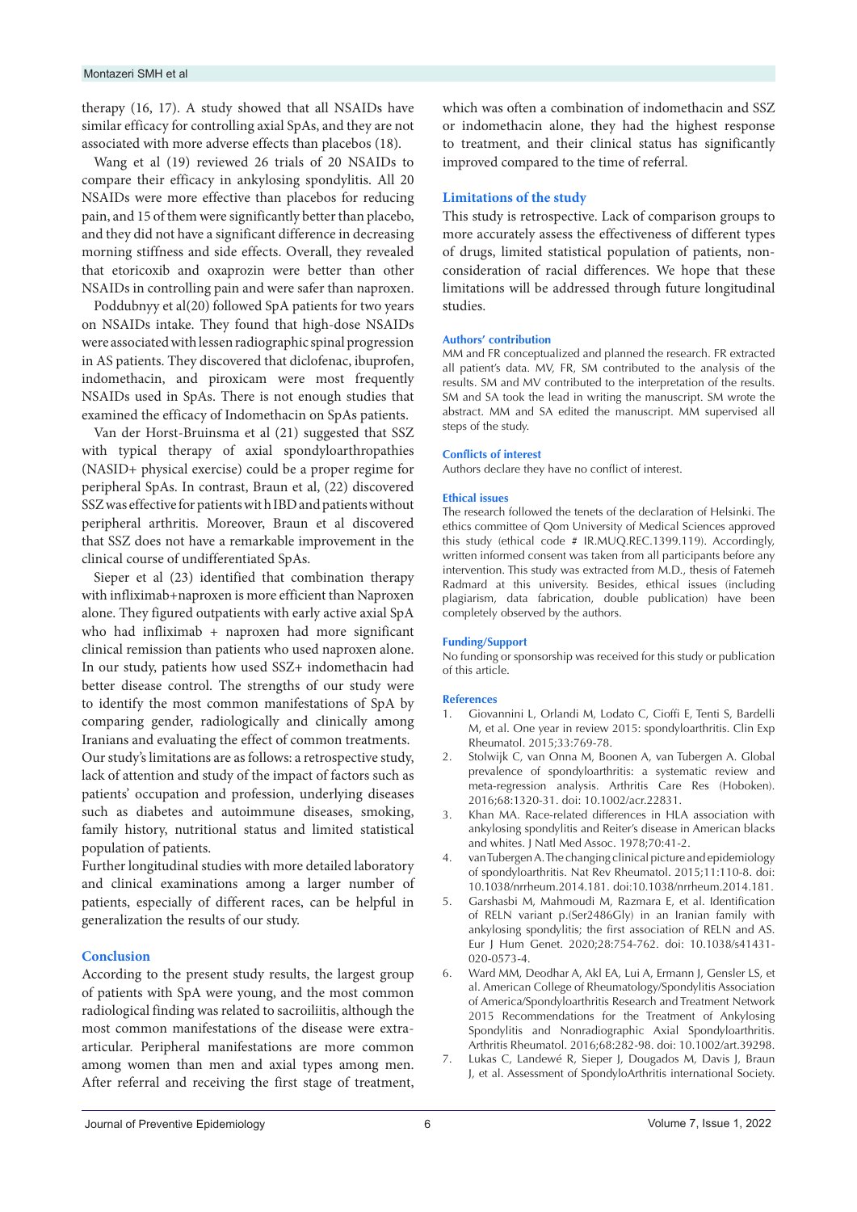therapy (16, 17). A study showed that all NSAIDs have similar efficacy for controlling axial SpAs, and they are not associated with more adverse effects than placebos (18).

Wang et al (19) reviewed 26 trials of 20 NSAIDs to compare their efficacy in ankylosing spondylitis. All 20 NSAIDs were more effective than placebos for reducing pain, and 15 of them were significantly better than placebo, and they did not have a significant difference in decreasing morning stiffness and side effects. Overall, they revealed that etoricoxib and oxaprozin were better than other NSAIDs in controlling pain and were safer than naproxen.

Poddubnyy et al(20) followed SpA patients for two years on NSAIDs intake. They found that high-dose NSAIDs were associated with lessen radiographic spinal progression in AS patients. They discovered that diclofenac, ibuprofen, indomethacin, and piroxicam were most frequently NSAIDs used in SpAs. There is not enough studies that examined the efficacy of Indomethacin on SpAs patients.

Van der Horst-Bruinsma et al (21) suggested that SSZ with typical therapy of axial spondyloarthropathies (NASID+ physical exercise) could be a proper regime for peripheral SpAs. In contrast, Braun et al, (22) discovered SSZ was effective for patients wit h IBD and patients without peripheral arthritis. Moreover, Braun et al discovered that SSZ does not have a remarkable improvement in the clinical course of undifferentiated SpAs.

Sieper et al (23) identified that combination therapy with infliximab+naproxen is more efficient than Naproxen alone. They figured outpatients with early active axial SpA who had infliximab + naproxen had more significant clinical remission than patients who used naproxen alone. In our study, patients how used SSZ+ indomethacin had better disease control. The strengths of our study were to identify the most common manifestations of SpA by comparing gender, radiologically and clinically among Iranians and evaluating the effect of common treatments.
Our study's limitations are as follows: a retrospective study, lack of attention and study of the impact of factors such as patients' occupation and profession, underlying diseases such as diabetes and autoimmune diseases, smoking, family history, nutritional status and limited statistical population of patients.
Further longitudinal studies with more detailed laboratory and clinical examinations among a larger number of patients, especially of different races, can be helpful in generalization the results of our study.

## Conclusion

According to the present study results, the largest group of patients with SpA were young, and the most common radiological finding was related to sacroiliitis, although the most common manifestations of the disease were extra-articular. Peripheral manifestations are more common among women than men and axial types among men. After referral and receiving the first stage of treatment, which was often a combination of indomethacin and SSZ or indomethacin alone, they had the highest response to treatment, and their clinical status has significantly improved compared to the time of referral.

## Limitations of the study

This study is retrospective. Lack of comparison groups to more accurately assess the effectiveness of different types of drugs, limited statistical population of patients, non-consideration of racial differences. We hope that these limitations will be addressed through future longitudinal studies.

### Authors' contribution

MM and FR conceptualized and planned the research. FR extracted all patient's data. MV, FR, SM contributed to the analysis of the results. SM and MV contributed to the interpretation of the results. SM and SA took the lead in writing the manuscript. SM wrote the abstract. MM and SA edited the manuscript. MM supervised all steps of the study.

### Conflicts of interest

Authors declare they have no conflict of interest.

### Ethical issues

The research followed the tenets of the declaration of Helsinki. The ethics committee of Qom University of Medical Sciences approved this study (ethical code # IR.MUQ.REC.1399.119). Accordingly, written informed consent was taken from all participants before any intervention. This study was extracted from M.D., thesis of Fatemeh Radmard at this university. Besides, ethical issues (including plagiarism, data fabrication, double publication) have been completely observed by the authors.

### Funding/Support

No funding or sponsorship was received for this study or publication of this article.

### References

1. Giovannini L, Orlandi M, Lodato C, Cioffi E, Tenti S, Bardelli M, et al. One year in review 2015: spondyloarthritis. Clin Exp Rheumatol. 2015;33:769-78.
2. Stolwijk C, van Onna M, Boonen A, van Tubergen A. Global prevalence of spondyloarthritis: a systematic review and meta-regression analysis. Arthritis Care Res (Hoboken). 2016;68:1320-31. doi: 10.1002/acr.22831.
3. Khan MA. Race-related differences in HLA association with ankylosing spondylitis and Reiter's disease in American blacks and whites. J Natl Med Assoc. 1978;70:41-2.
4. van Tubergen A. The changing clinical picture and epidemiology of spondyloarthritis. Nat Rev Rheumatol. 2015;11:110-8. doi: 10.1038/nrrheum.2014.181. doi:10.1038/nrrheum.2014.181.
5. Garshasbi M, Mahmoudi M, Razmara E, et al. Identification of RELN variant p.(Ser2486Gly) in an Iranian family with ankylosing spondylitis; the first association of RELN and AS. Eur J Hum Genet. 2020;28:754-762. doi: 10.1038/s41431-020-0573-4.
6. Ward MM, Deodhar A, Akl EA, Lui A, Ermann J, Gensler LS, et al. American College of Rheumatology/Spondylitis Association of America/Spondyloarthritis Research and Treatment Network 2015 Recommendations for the Treatment of Ankylosing Spondylitis and Nonradiographic Axial Spondyloarthritis. Arthritis Rheumatol. 2016;68:282-98. doi: 10.1002/art.39298.
7. Lukas C, Landewé R, Sieper J, Dougados M, Davis J, Braun J, et al. Assessment of SpondyloArthritis international Society.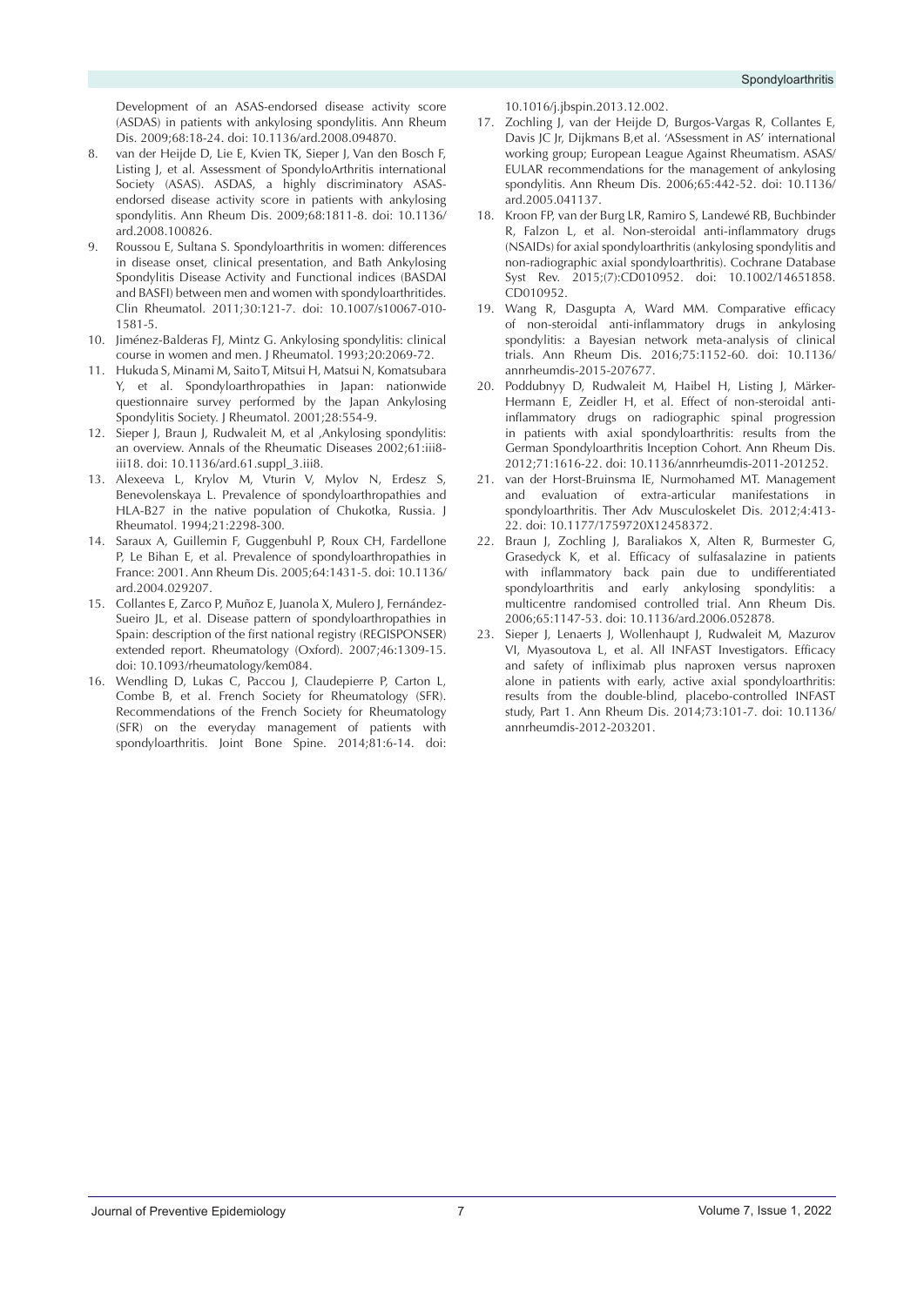Development of an ASAS-endorsed disease activity score (ASDAS) in patients with ankylosing spondylitis. Ann Rheum Dis. 2009;68:18-24. doi: 10.1136/ard.2008.094870.

8. van der Heijde D, Lie E, Kvien TK, Sieper J, Van den Bosch F, Listing J, et al. Assessment of SpondyloArthritis international Society (ASAS). ASDAS, a highly discriminatory ASAS-endorsed disease activity score in patients with ankylosing spondylitis. Ann Rheum Dis. 2009;68:1811-8. doi: 10.1136/ard.2008.100826.
9. Roussou E, Sultana S. Spondyloarthritis in women: differences in disease onset, clinical presentation, and Bath Ankylosing Spondylitis Disease Activity and Functional indices (BASDAI and BASFI) between men and women with spondyloarthritides. Clin Rheumatol. 2011;30:121-7. doi: 10.1007/s10067-010-1581-5.
10. Jiménez-Balderas FJ, Mintz G. Ankylosing spondylitis: clinical course in women and men. J Rheumatol. 1993;20:2069-72.
11. Hukuda S, Minami M, Saito T, Mitsui H, Matsui N, Komatsubara Y, et al. Spondyloarthropathies in Japan: nationwide questionnaire survey performed by the Japan Ankylosing Spondylitis Society. J Rheumatol. 2001;28:554-9.
12. Sieper J, Braun J, Rudwaleit M, et al ,Ankylosing spondylitis: an overview. Annals of the Rheumatic Diseases 2002;61:iii8-iii18. doi: 10.1136/ard.61.suppl_3.iii8.
13. Alexeeva L, Krylov M, Vturin V, Mylov N, Erdesz S, Benevolenskaya L. Prevalence of spondyloarthropathies and HLA-B27 in the native population of Chukotka, Russia. J Rheumatol. 1994;21:2298-300.
14. Saraux A, Guillemin F, Guggenbuhl P, Roux CH, Fardellone P, Le Bihan E, et al. Prevalence of spondyloarthropathies in France: 2001. Ann Rheum Dis. 2005;64:1431-5. doi: 10.1136/ard.2004.029207.
15. Collantes E, Zarco P, Muñoz E, Juanola X, Mulero J, Fernández-Sueiro JL, et al. Disease pattern of spondyloarthropathies in Spain: description of the first national registry (REGISPONSER) extended report. Rheumatology (Oxford). 2007;46:1309-15. doi: 10.1093/rheumatology/kem084.
16. Wendling D, Lukas C, Paccou J, Claudepierre P, Carton L, Combe B, et al. French Society for Rheumatology (SFR). Recommendations of the French Society for Rheumatology (SFR) on the everyday management of patients with spondyloarthritis. Joint Bone Spine. 2014;81:6-14. doi: 10.1016/j.jbspin.2013.12.002.
17. Zochling J, van der Heijde D, Burgos-Vargas R, Collantes E, Davis JC Jr, Dijkmans B,et al. 'ASsessment in AS' international working group; European League Against Rheumatism. ASAS/EULAR recommendations for the management of ankylosing spondylitis. Ann Rheum Dis. 2006;65:442-52. doi: 10.1136/ard.2005.041137.
18. Kroon FP, van der Burg LR, Ramiro S, Landewé RB, Buchbinder R, Falzon L, et al. Non-steroidal anti-inflammatory drugs (NSAIDs) for axial spondyloarthritis (ankylosing spondylitis and non-radiographic axial spondyloarthritis). Cochrane Database Syst Rev. 2015;(7):CD010952. doi: 10.1002/14651858.CD010952.
19. Wang R, Dasgupta A, Ward MM. Comparative efficacy of non-steroidal anti-inflammatory drugs in ankylosing spondylitis: a Bayesian network meta-analysis of clinical trials. Ann Rheum Dis. 2016;75:1152-60. doi: 10.1136/annrheumdis-2015-207677.
20. Poddubnyy D, Rudwaleit M, Haibel H, Listing J, Märker-Hermann E, Zeidler H, et al. Effect of non-steroidal anti-inflammatory drugs on radiographic spinal progression in patients with axial spondyloarthritis: results from the German Spondyloarthritis Inception Cohort. Ann Rheum Dis. 2012;71:1616-22. doi: 10.1136/annrheumdis-2011-201252.
21. van der Horst-Bruinsma IE, Nurmohamed MT. Management and evaluation of extra-articular manifestations in spondyloarthritis. Ther Adv Musculoskelet Dis. 2012;4:413-22. doi: 10.1177/1759720X12458372.
22. Braun J, Zochling J, Baraliakos X, Alten R, Burmester G, Grasedyck K, et al. Efficacy of sulfasalazine in patients with inflammatory back pain due to undifferentiated spondyloarthritis and early ankylosing spondylitis: a multicentre randomised controlled trial. Ann Rheum Dis. 2006;65:1147-53. doi: 10.1136/ard.2006.052878.
23. Sieper J, Lenaerts J, Wollenhaupt J, Rudwaleit M, Mazurov VI, Myasoutova L, et al. All INFAST Investigators. Efficacy and safety of infliximab plus naproxen versus naproxen alone in patients with early, active axial spondyloarthritis: results from the double-blind, placebo-controlled INFAST study, Part 1. Ann Rheum Dis. 2014;73:101-7. doi: 10.1136/annrheumdis-2012-203201.